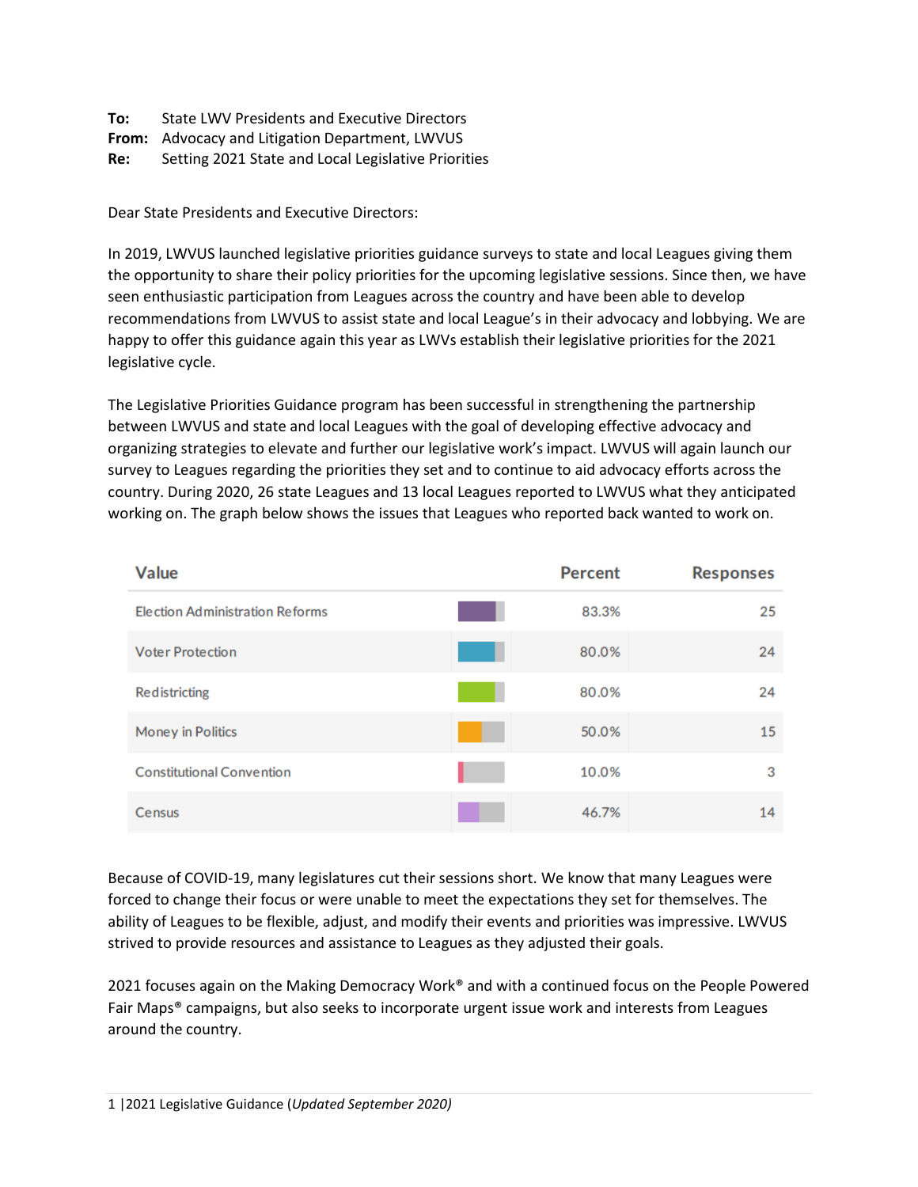**To:** State LWV Presidents and Executive Directors
**From:** Advocacy and Litigation Department, LWVUS
**Re:** Setting 2021 State and Local Legislative Priorities

Dear State Presidents and Executive Directors:

In 2019, LWVUS launched legislative priorities guidance surveys to state and local Leagues giving them the opportunity to share their policy priorities for the upcoming legislative sessions. Since then, we have seen enthusiastic participation from Leagues across the country and have been able to develop recommendations from LWVUS to assist state and local League's in their advocacy and lobbying. We are happy to offer this guidance again this year as LWVs establish their legislative priorities for the 2021 legislative cycle.

The Legislative Priorities Guidance program has been successful in strengthening the partnership between LWVUS and state and local Leagues with the goal of developing effective advocacy and organizing strategies to elevate and further our legislative work's impact. LWVUS will again launch our survey to Leagues regarding the priorities they set and to continue to aid advocacy efforts across the country. During 2020, 26 state Leagues and 13 local Leagues reported to LWVUS what they anticipated working on. The graph below shows the issues that Leagues who reported back wanted to work on.

| Value | Percent | Responses |
|---|---|---|
| Election Administration Reforms | 83.3% | 25 |
| Voter Protection | 80.0% | 24 |
| Redistricting | 80.0% | 24 |
| Money in Politics | 50.0% | 15 |
| Constitutional Convention | 10.0% | 3 |
| Census | 46.7% | 14 |

Because of COVID-19, many legislatures cut their sessions short. We know that many Leagues were forced to change their focus or were unable to meet the expectations they set for themselves. The ability of Leagues to be flexible, adjust, and modify their events and priorities was impressive. LWVUS strived to provide resources and assistance to Leagues as they adjusted their goals.

2021 focuses again on the Making Democracy Work® and with a continued focus on the People Powered Fair Maps® campaigns, but also seeks to incorporate urgent issue work and interests from Leagues around the country.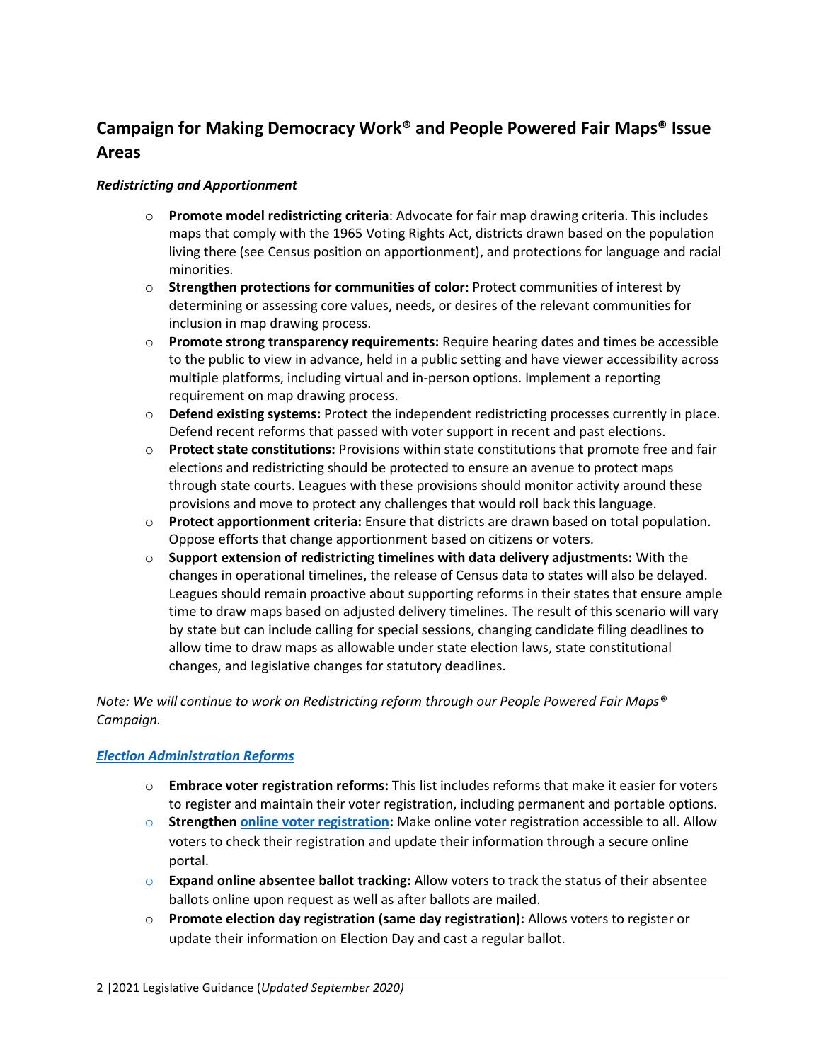## Campaign for Making Democracy Work® and People Powered Fair Maps® Issue Areas

***Redistricting and Apportionment***

- **Promote model redistricting criteria**: Advocate for fair map drawing criteria. This includes maps that comply with the 1965 Voting Rights Act, districts drawn based on the population living there (see Census position on apportionment), and protections for language and racial minorities.
- **Strengthen protections for communities of color:** Protect communities of interest by determining or assessing core values, needs, or desires of the relevant communities for inclusion in map drawing process.
- **Promote strong transparency requirements:** Require hearing dates and times be accessible to the public to view in advance, held in a public setting and have viewer accessibility across multiple platforms, including virtual and in-person options. Implement a reporting requirement on map drawing process.
- **Defend existing systems:** Protect the independent redistricting processes currently in place. Defend recent reforms that passed with voter support in recent and past elections.
- **Protect state constitutions:** Provisions within state constitutions that promote free and fair elections and redistricting should be protected to ensure an avenue to protect maps through state courts. Leagues with these provisions should monitor activity around these provisions and move to protect any challenges that would roll back this language.
- **Protect apportionment criteria:** Ensure that districts are drawn based on total population. Oppose efforts that change apportionment based on citizens or voters.
- **Support extension of redistricting timelines with data delivery adjustments:** With the changes in operational timelines, the release of Census data to states will also be delayed. Leagues should remain proactive about supporting reforms in their states that ensure ample time to draw maps based on adjusted delivery timelines. The result of this scenario will vary by state but can include calling for special sessions, changing candidate filing deadlines to allow time to draw maps as allowable under state election laws, state constitutional changes, and legislative changes for statutory deadlines.

*Note: We will continue to work on Redistricting reform through our People Powered Fair Maps® Campaign.*

***Election Administration Reforms***

- **Embrace voter registration reforms:** This list includes reforms that make it easier for voters to register and maintain their voter registration, including permanent and portable options.
- **Strengthen online voter registration:** Make online voter registration accessible to all. Allow voters to check their registration and update their information through a secure online portal.
- **Expand online absentee ballot tracking:** Allow voters to track the status of their absentee ballots online upon request as well as after ballots are mailed.
- **Promote election day registration (same day registration):** Allows voters to register or update their information on Election Day and cast a regular ballot.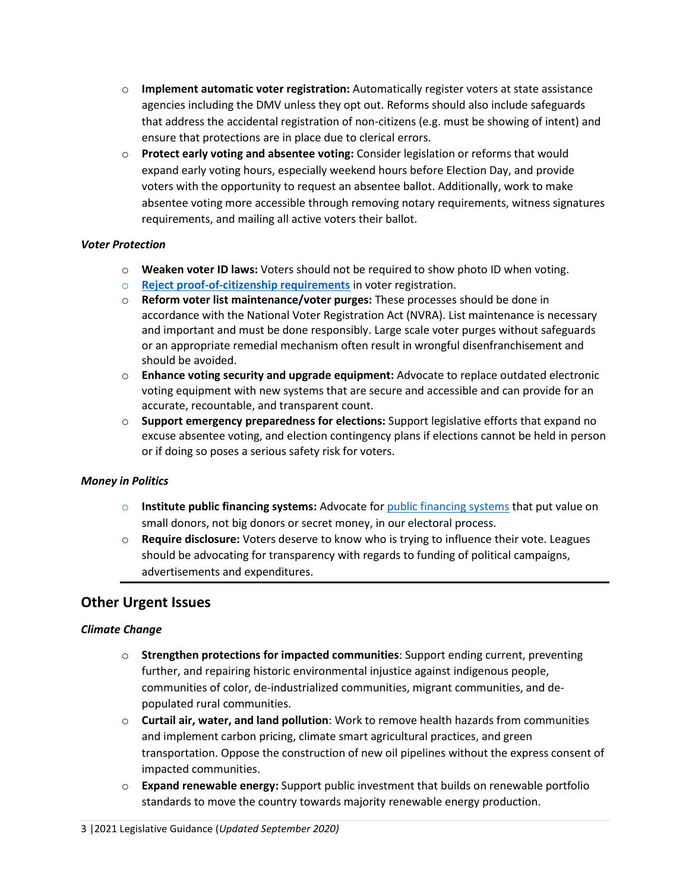- **Implement automatic voter registration:** Automatically register voters at state assistance agencies including the DMV unless they opt out. Reforms should also include safeguards that address the accidental registration of non-citizens (e.g. must be showing of intent) and ensure that protections are in place due to clerical errors.
- **Protect early voting and absentee voting:** Consider legislation or reforms that would expand early voting hours, especially weekend hours before Election Day, and provide voters with the opportunity to request an absentee ballot. Additionally, work to make absentee voting more accessible through removing notary requirements, witness signatures requirements, and mailing all active voters their ballot.

***Voter Protection***

- **Weaken voter ID laws:** Voters should not be required to show photo ID when voting.
- **Reject proof-of-citizenship requirements** in voter registration.
- **Reform voter list maintenance/voter purges:** These processes should be done in accordance with the National Voter Registration Act (NVRA). List maintenance is necessary and important and must be done responsibly. Large scale voter purges without safeguards or an appropriate remedial mechanism often result in wrongful disenfranchisement and should be avoided.
- **Enhance voting security and upgrade equipment:** Advocate to replace outdated electronic voting equipment with new systems that are secure and accessible and can provide for an accurate, recountable, and transparent count.
- **Support emergency preparedness for elections:** Support legislative efforts that expand no excuse absentee voting, and election contingency plans if elections cannot be held in person or if doing so poses a serious safety risk for voters.

***Money in Politics***

- **Institute public financing systems:** Advocate for public financing systems that put value on small donors, not big donors or secret money, in our electoral process.
- **Require disclosure:** Voters deserve to know who is trying to influence their vote. Leagues should be advocating for transparency with regards to funding of political campaigns, advertisements and expenditures.

## Other Urgent Issues

***Climate Change***

- **Strengthen protections for impacted communities**: Support ending current, preventing further, and repairing historic environmental injustice against indigenous people, communities of color, de-industrialized communities, migrant communities, and de-populated rural communities.
- **Curtail air, water, and land pollution**: Work to remove health hazards from communities and implement carbon pricing, climate smart agricultural practices, and green transportation. Oppose the construction of new oil pipelines without the express consent of impacted communities.
- **Expand renewable energy:** Support public investment that builds on renewable portfolio standards to move the country towards majority renewable energy production.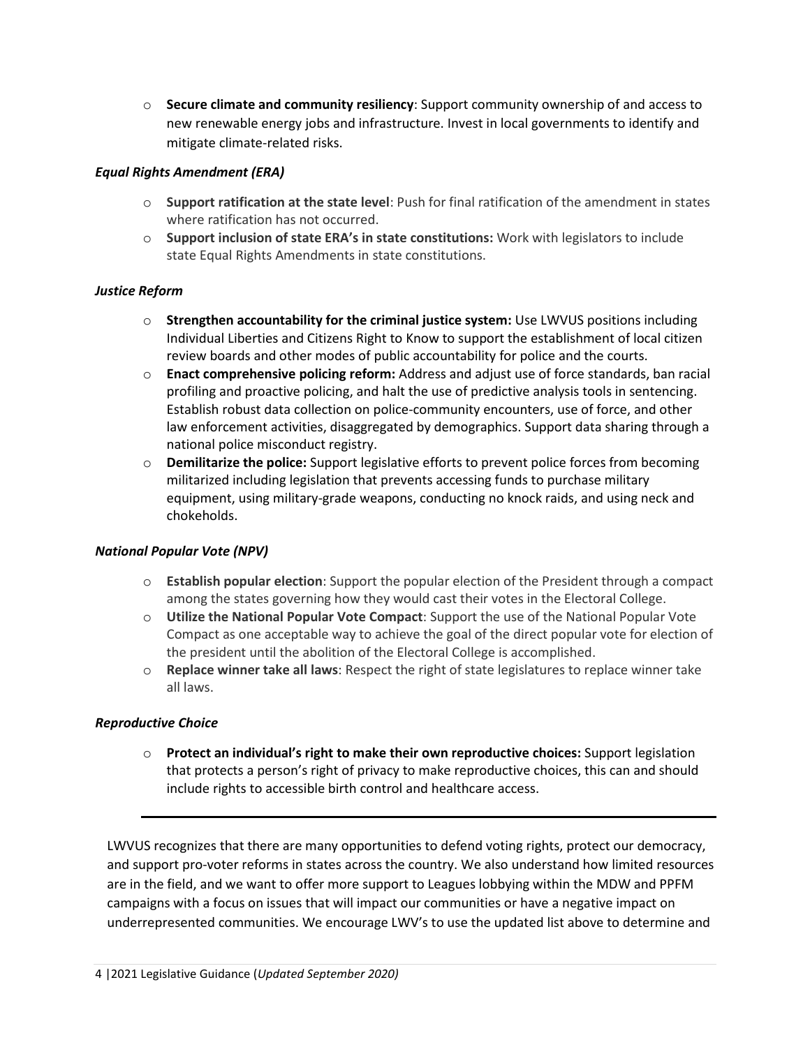- **Secure climate and community resiliency**: Support community ownership of and access to new renewable energy jobs and infrastructure. Invest in local governments to identify and mitigate climate-related risks.

***Equal Rights Amendment (ERA)***

- **Support ratification at the state level**: Push for final ratification of the amendment in states where ratification has not occurred.
- **Support inclusion of state ERA's in state constitutions:** Work with legislators to include state Equal Rights Amendments in state constitutions.

***Justice Reform***

- **Strengthen accountability for the criminal justice system:** Use LWVUS positions including Individual Liberties and Citizens Right to Know to support the establishment of local citizen review boards and other modes of public accountability for police and the courts.
- **Enact comprehensive policing reform:** Address and adjust use of force standards, ban racial profiling and proactive policing, and halt the use of predictive analysis tools in sentencing. Establish robust data collection on police-community encounters, use of force, and other law enforcement activities, disaggregated by demographics. Support data sharing through a national police misconduct registry.
- **Demilitarize the police:** Support legislative efforts to prevent police forces from becoming militarized including legislation that prevents accessing funds to purchase military equipment, using military-grade weapons, conducting no knock raids, and using neck and chokeholds.

***National Popular Vote (NPV)***

- **Establish popular election**: Support the popular election of the President through a compact among the states governing how they would cast their votes in the Electoral College.
- **Utilize the National Popular Vote Compact**: Support the use of the National Popular Vote Compact as one acceptable way to achieve the goal of the direct popular vote for election of the president until the abolition of the Electoral College is accomplished.
- **Replace winner take all laws**: Respect the right of state legislatures to replace winner take all laws.

***Reproductive Choice***

- **Protect an individual's right to make their own reproductive choices:** Support legislation that protects a person's right of privacy to make reproductive choices, this can and should include rights to accessible birth control and healthcare access.

---

LWVUS recognizes that there are many opportunities to defend voting rights, protect our democracy, and support pro-voter reforms in states across the country. We also understand how limited resources are in the field, and we want to offer more support to Leagues lobbying within the MDW and PPFM campaigns with a focus on issues that will impact our communities or have a negative impact on underrepresented communities. We encourage LWV's to use the updated list above to determine and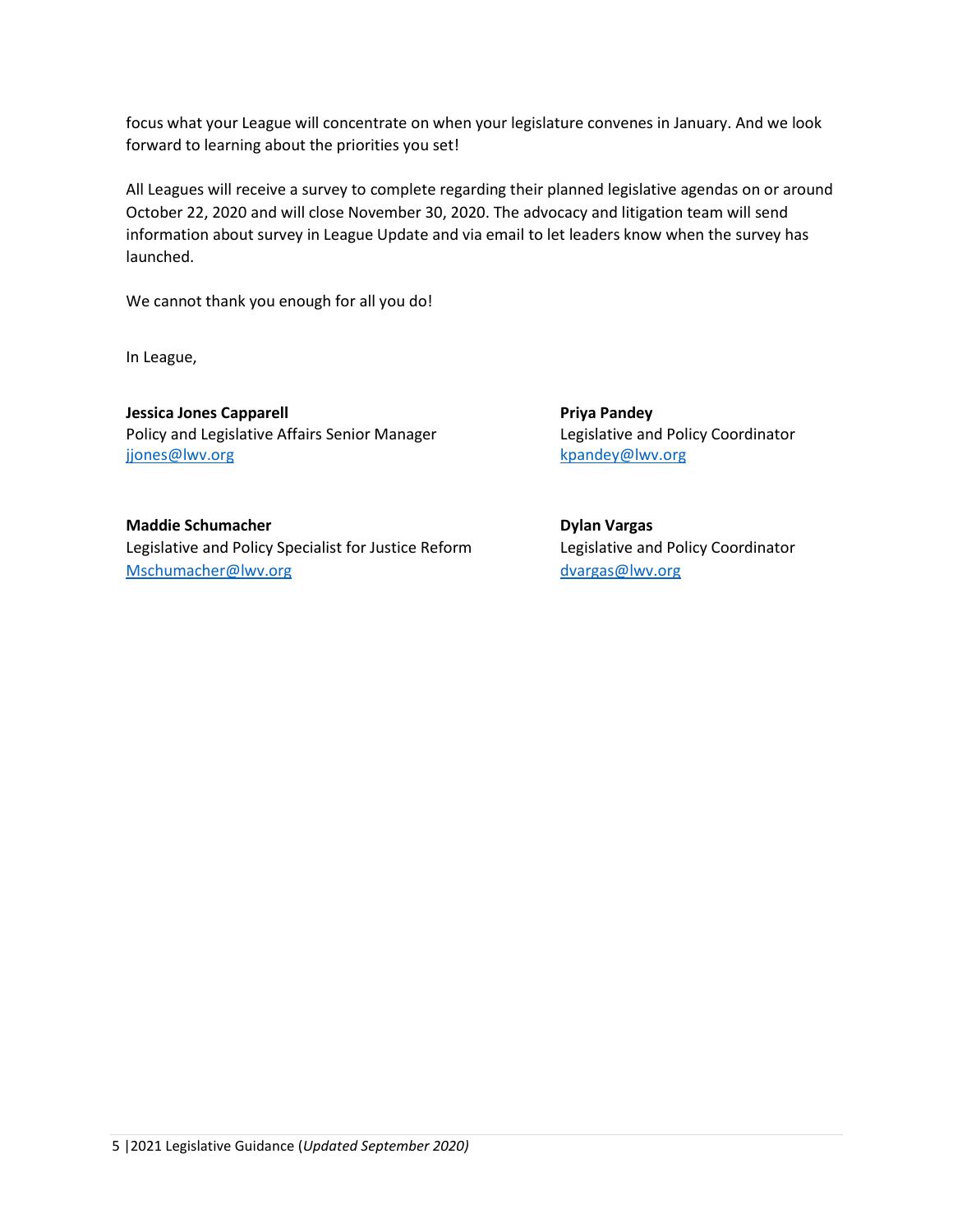focus what your League will concentrate on when your legislature convenes in January. And we look forward to learning about the priorities you set!

All Leagues will receive a survey to complete regarding their planned legislative agendas on or around October 22, 2020 and will close November 30, 2020. The advocacy and litigation team will send information about survey in League Update and via email to let leaders know when the survey has launched.

We cannot thank you enough for all you do!

In League,

**Jessica Jones Capparell**
Policy and Legislative Affairs Senior Manager
jjones@lwv.org

**Priya Pandey**
Legislative and Policy Coordinator
kpandey@lwv.org

**Maddie Schumacher**
Legislative and Policy Specialist for Justice Reform
Mschumacher@lwv.org

**Dylan Vargas**
Legislative and Policy Coordinator
dvargas@lwv.org